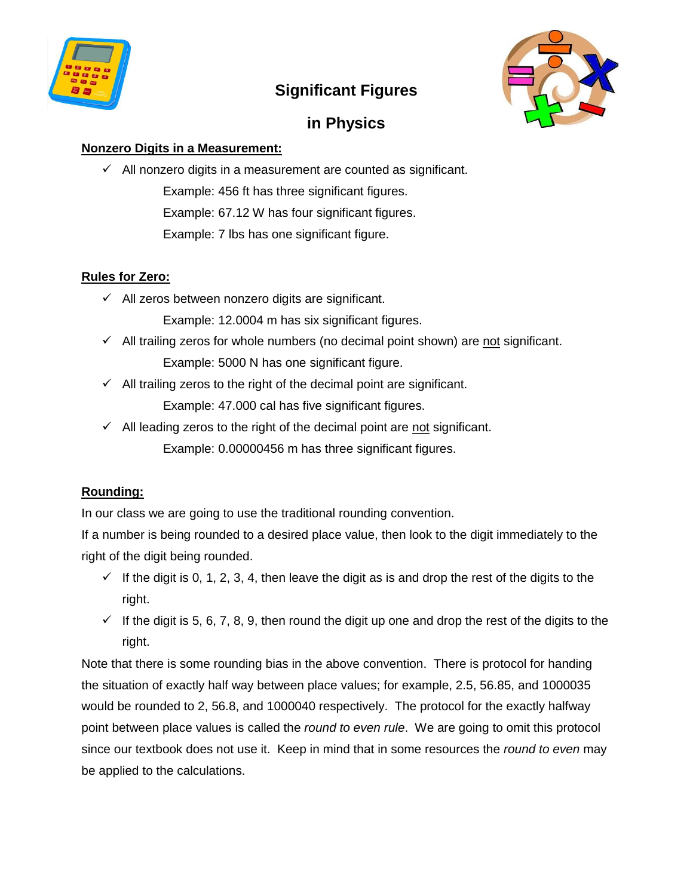# Significant Figures

# in Physics

**Nonzero Digits in a Measurement:**

- ✓ All nonzero digits in a measurement are counted as significant.

  Example: 456 ft has three significant figures.

  Example: 67.12 W has four significant figures.

  Example: 7 lbs has one significant figure.

**Rules for Zero:**

- ✓ All zeros between nonzero digits are significant.

  Example: 12.0004 m has six significant figures.

- ✓ All trailing zeros for whole numbers (no decimal point shown) are not significant.

  Example: 5000 N has one significant figure.

- ✓ All trailing zeros to the right of the decimal point are significant.

  Example: 47.000 cal has five significant figures.

- ✓ All leading zeros to the right of the decimal point are not significant.

  Example: 0.00000456 m has three significant figures.

**Rounding:**

In our class we are going to use the traditional rounding convention.

If a number is being rounded to a desired place value, then look to the digit immediately to the right of the digit being rounded.

- ✓ If the digit is 0, 1, 2, 3, 4, then leave the digit as is and drop the rest of the digits to the right.
- ✓ If the digit is 5, 6, 7, 8, 9, then round the digit up one and drop the rest of the digits to the right.

Note that there is some rounding bias in the above convention. There is protocol for handing the situation of exactly half way between place values; for example, 2.5, 56.85, and 1000035 would be rounded to 2, 56.8, and 1000040 respectively. The protocol for the exactly halfway point between place values is called the *round to even rule*. We are going to omit this protocol since our textbook does not use it. Keep in mind that in some resources the *round to even* may be applied to the calculations.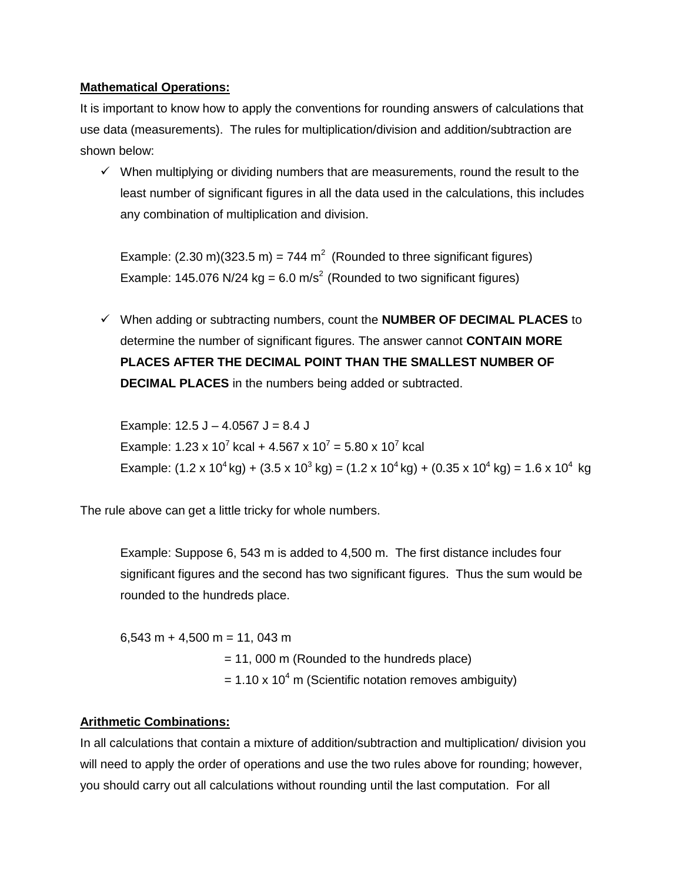**Mathematical Operations:**

It is important to know how to apply the conventions for rounding answers of calculations that use data (measurements). The rules for multiplication/division and addition/subtraction are shown below:

- ✓ When multiplying or dividing numbers that are measurements, round the result to the least number of significant figures in all the data used in the calculations, this includes any combination of multiplication and division.

  Example: (2.30 m)(323.5 m) = 744 $m^2$ (Rounded to three significant figures)
  Example: 145.076 N/24 kg = 6.0 $m/s^2$ (Rounded to two significant figures)

- ✓ When adding or subtracting numbers, count the **NUMBER OF DECIMAL PLACES** to determine the number of significant figures. The answer cannot **CONTAIN MORE PLACES AFTER THE DECIMAL POINT THAN THE SMALLEST NUMBER OF DECIMAL PLACES** in the numbers being added or subtracted.

  Example: 12.5 J – 4.0567 J = 8.4 J
  Example: $1.23 \times 10^7$ kcal + $4.567 \times 10^7$ = $5.80 \times 10^7$ kcal
  Example: ($1.2 \times 10^4$ kg) + ($3.5 \times 10^3$ kg) = ($1.2 \times 10^4$ kg) + ($0.35 \times 10^4$ kg) = $1.6 \times 10^4$ kg

The rule above can get a little tricky for whole numbers.

Example: Suppose 6, 543 m is added to 4,500 m. The first distance includes four significant figures and the second has two significant figures. Thus the sum would be rounded to the hundreds place.

6,543 m + 4,500 m = 11, 043 m
= 11, 000 m (Rounded to the hundreds place)
= $1.10 \times 10^4$ m (Scientific notation removes ambiguity)

**Arithmetic Combinations:**

In all calculations that contain a mixture of addition/subtraction and multiplication/ division you will need to apply the order of operations and use the two rules above for rounding; however, you should carry out all calculations without rounding until the last computation. For all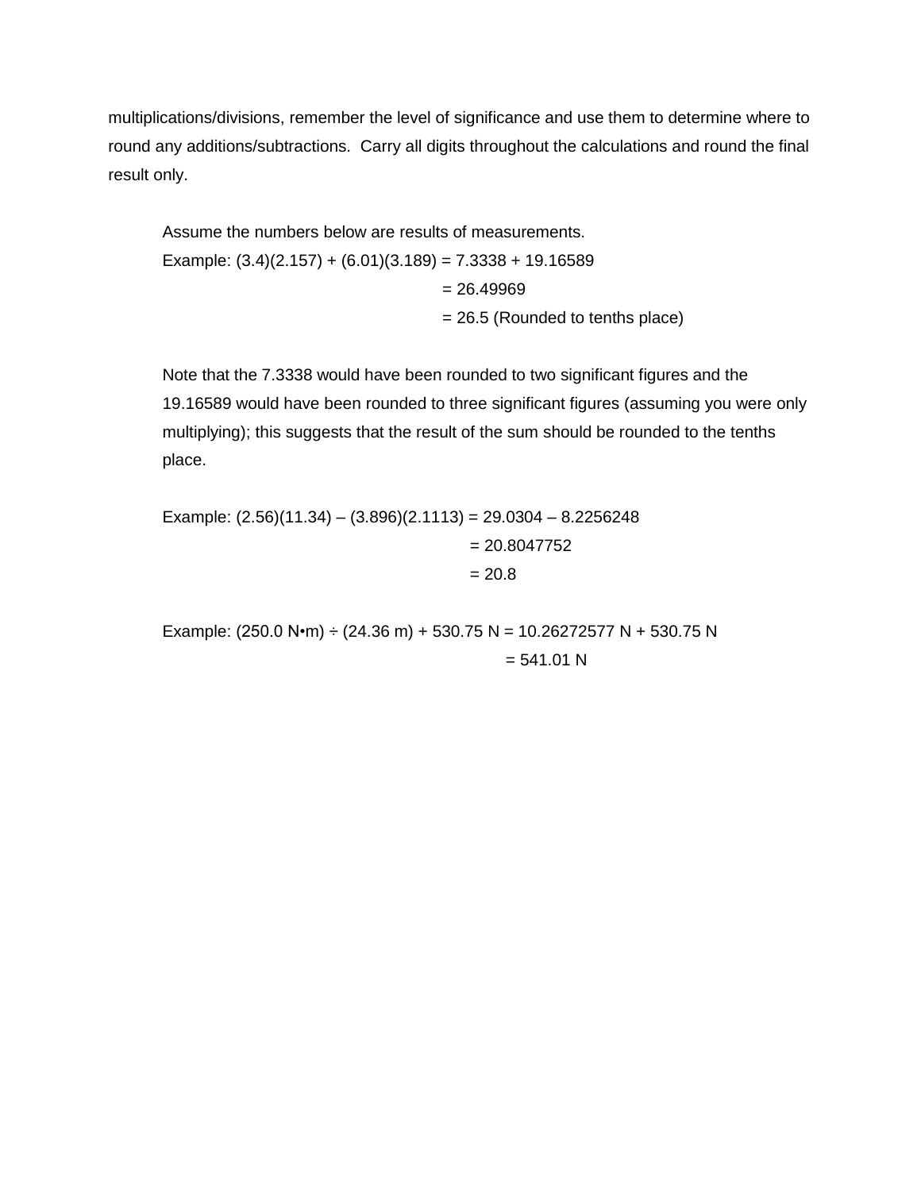multiplications/divisions, remember the level of significance and use them to determine where to round any additions/subtractions. Carry all digits throughout the calculations and round the final result only.

> Assume the numbers below are results of measurements.
>
> Example: $(3.4)(2.157) + (6.01)(3.189) = 7.3338 + 19.16589$
>
> $= 26.49969$
>
> $= 26.5$ (Rounded to tenths place)
>
> Note that the 7.3338 would have been rounded to two significant figures and the 19.16589 would have been rounded to three significant figures (assuming you were only multiplying); this suggests that the result of the sum should be rounded to the tenths place.
>
> Example: $(2.56)(11.34) – (3.896)(2.1113) = 29.0304 – 8.2256248$
>
> $= 20.8047752$
>
> $= 20.8$
>
> Example: (250.0 N•m) ÷ (24.36 m) + 530.75 N = 10.26272577 N + 530.75 N
>
> = 541.01 N